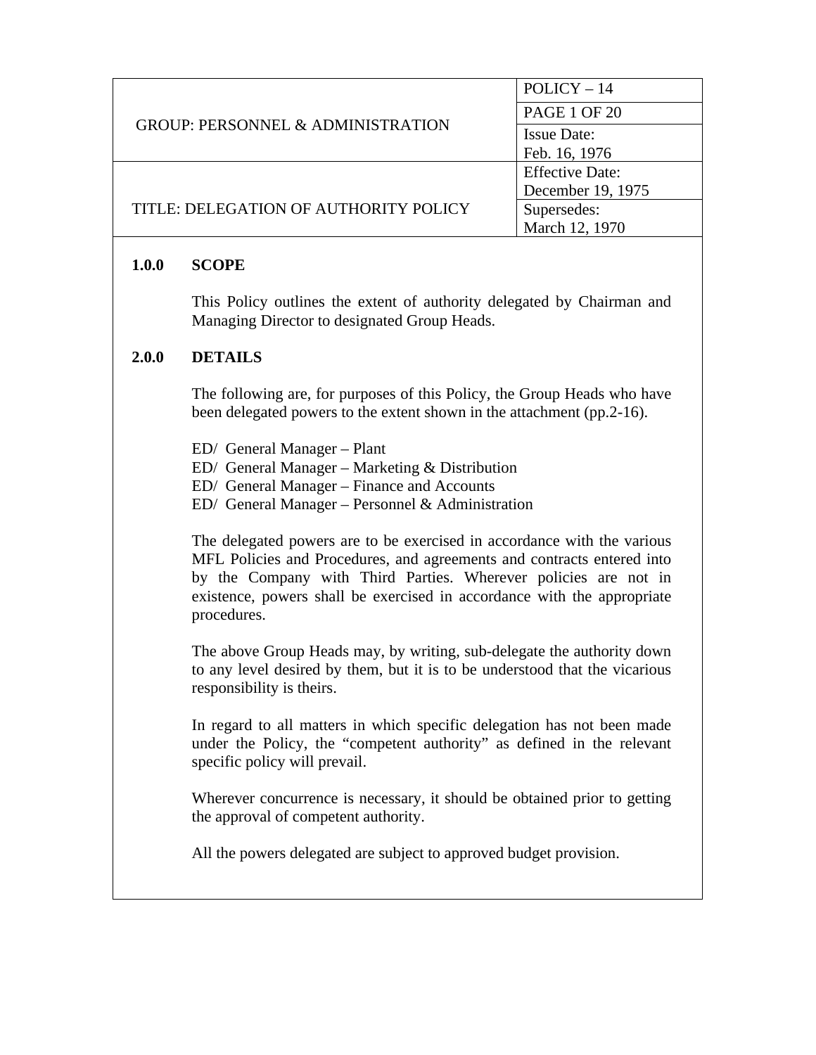| GROUP: PERSONNEL & ADMINISTRATION | POLICY – 14 |
| --- | --- |
| | PAGE 1 OF 20 |
| | Issue Date: Feb. 16, 1976 |
| TITLE: DELEGATION OF AUTHORITY POLICY | Effective Date: December 19, 1975 |
| | Supersedes: March 12, 1970 |

## 1.0.0 SCOPE

This Policy outlines the extent of authority delegated by Chairman and Managing Director to designated Group Heads.

## 2.0.0 DETAILS

The following are, for purposes of this Policy, the Group Heads who have been delegated powers to the extent shown in the attachment (pp.2-16).

ED/ General Manager – Plant
ED/ General Manager – Marketing & Distribution
ED/ General Manager – Finance and Accounts
ED/ General Manager – Personnel & Administration

The delegated powers are to be exercised in accordance with the various MFL Policies and Procedures, and agreements and contracts entered into by the Company with Third Parties. Wherever policies are not in existence, powers shall be exercised in accordance with the appropriate procedures.

The above Group Heads may, by writing, sub-delegate the authority down to any level desired by them, but it is to be understood that the vicarious responsibility is theirs.

In regard to all matters in which specific delegation has not been made under the Policy, the "competent authority" as defined in the relevant specific policy will prevail.

Wherever concurrence is necessary, it should be obtained prior to getting the approval of competent authority.

All the powers delegated are subject to approved budget provision.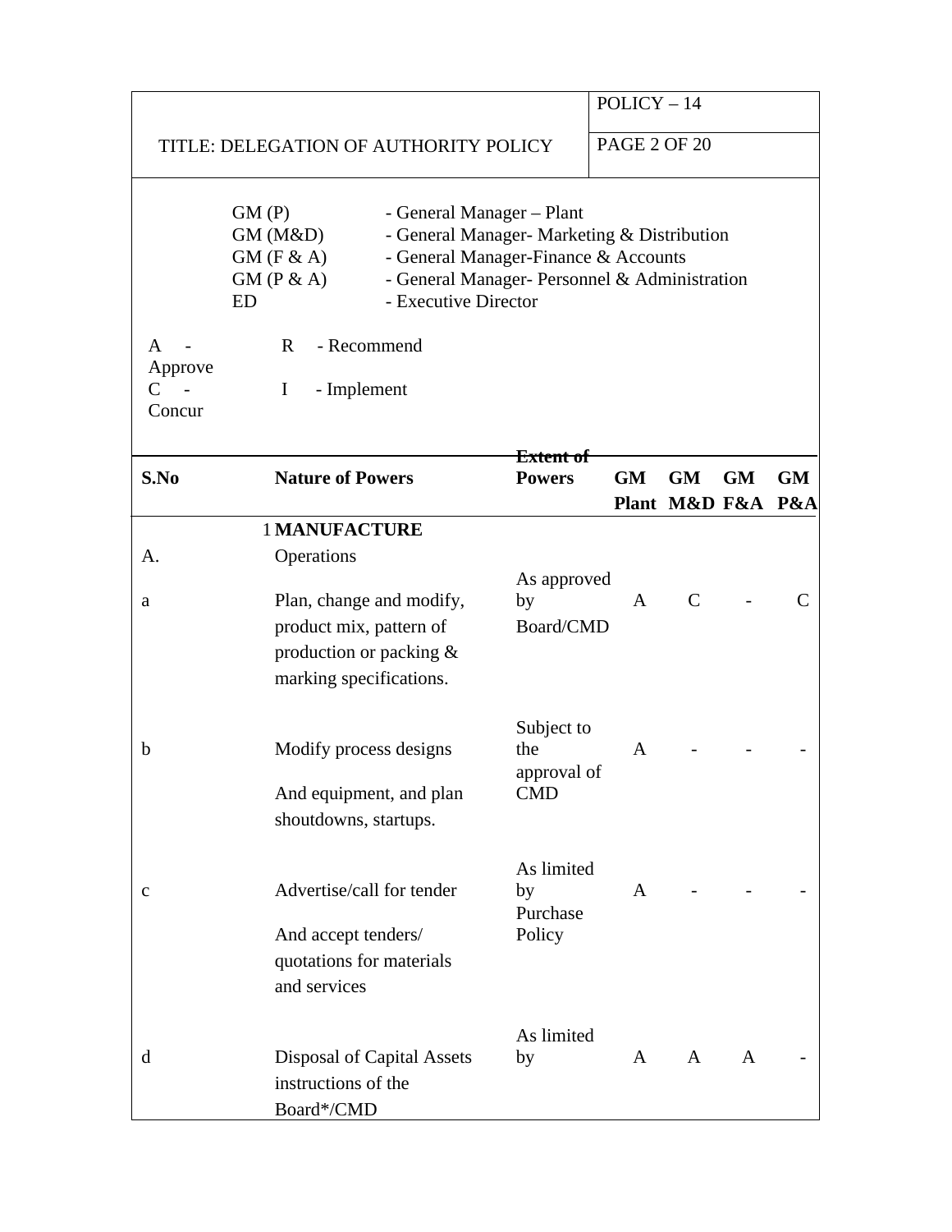GM (P) - General Manager – Plant
GM (M&D) - General Manager- Marketing & Distribution
GM (F & A) - General Manager-Finance & Accounts
GM (P & A) - General Manager- Personnel & Administration
ED - Executive Director

A - Approve
R - Recommend
C - Concur
I - Implement

| S.No | Nature of Powers | Extent of Powers | GM Plant | GM M&D | GM F&A | GM P&A |
|---|---|---|---|---|---|---|
| | **1 MANUFACTURE** | | | | | |
| A. | Operations | | | | | |
| a | Plan, change and modify, product mix, pattern of production or packing & marking specifications. | As approved by Board/CMD | A | C | - | C |
| b | Modify process designs And equipment, and plan shoutdowns, startups. | Subject to the approval of CMD | A | - | - | - |
| c | Advertise/call for tender And accept tenders/ quotations for materials and services | As limited by Purchase Policy | A | - | - | - |
| d | Disposal of Capital Assets instructions of the Board*/CMD | As limited by | A | A | A | - |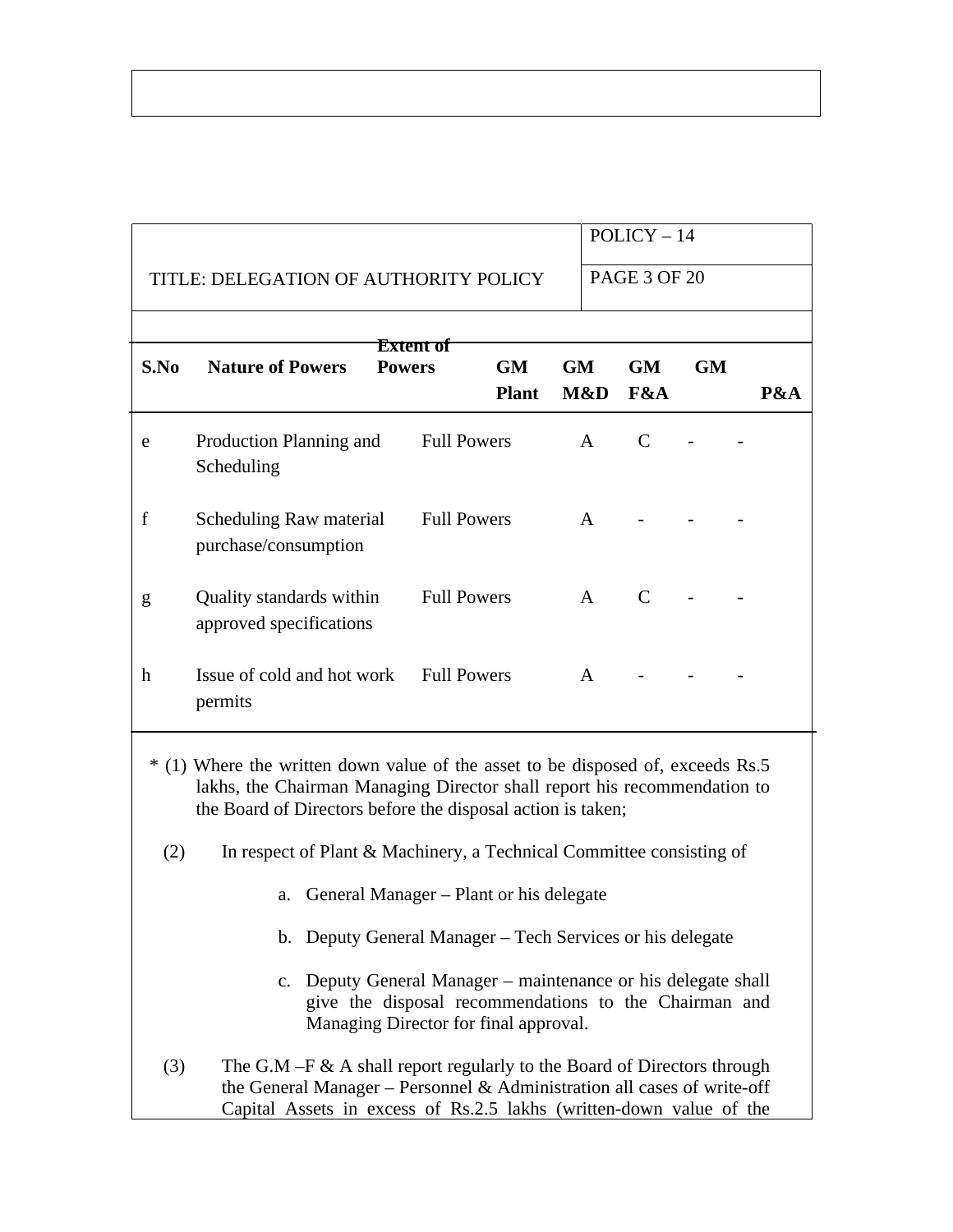| S.No | Nature of Powers | Extent of Powers | GM Plant | GM M&D | GM F&A | GM P&A |
|---|---|---|---|---|---|---|
| e | Production Planning and Scheduling | Full Powers | A | C | - | - |
| f | Scheduling Raw material purchase/consumption | Full Powers | A | - | - | - |
| g | Quality standards within approved specifications | Full Powers | A | C | - | - |
| h | Issue of cold and hot work permits | Full Powers | A | - | - | - |

* (1) Where the written down value of the asset to be disposed of, exceeds Rs.5 lakhs, the Chairman Managing Director shall report his recommendation to the Board of Directors before the disposal action is taken;

(2) In respect of Plant & Machinery, a Technical Committee consisting of

a. General Manager – Plant or his delegate

b. Deputy General Manager – Tech Services or his delegate

c. Deputy General Manager – maintenance or his delegate shall give the disposal recommendations to the Chairman and Managing Director for final approval.

(3) The G.M –F & A shall report regularly to the Board of Directors through the General Manager – Personnel & Administration all cases of write-off Capital Assets in excess of Rs.2.5 lakhs (written-down value of the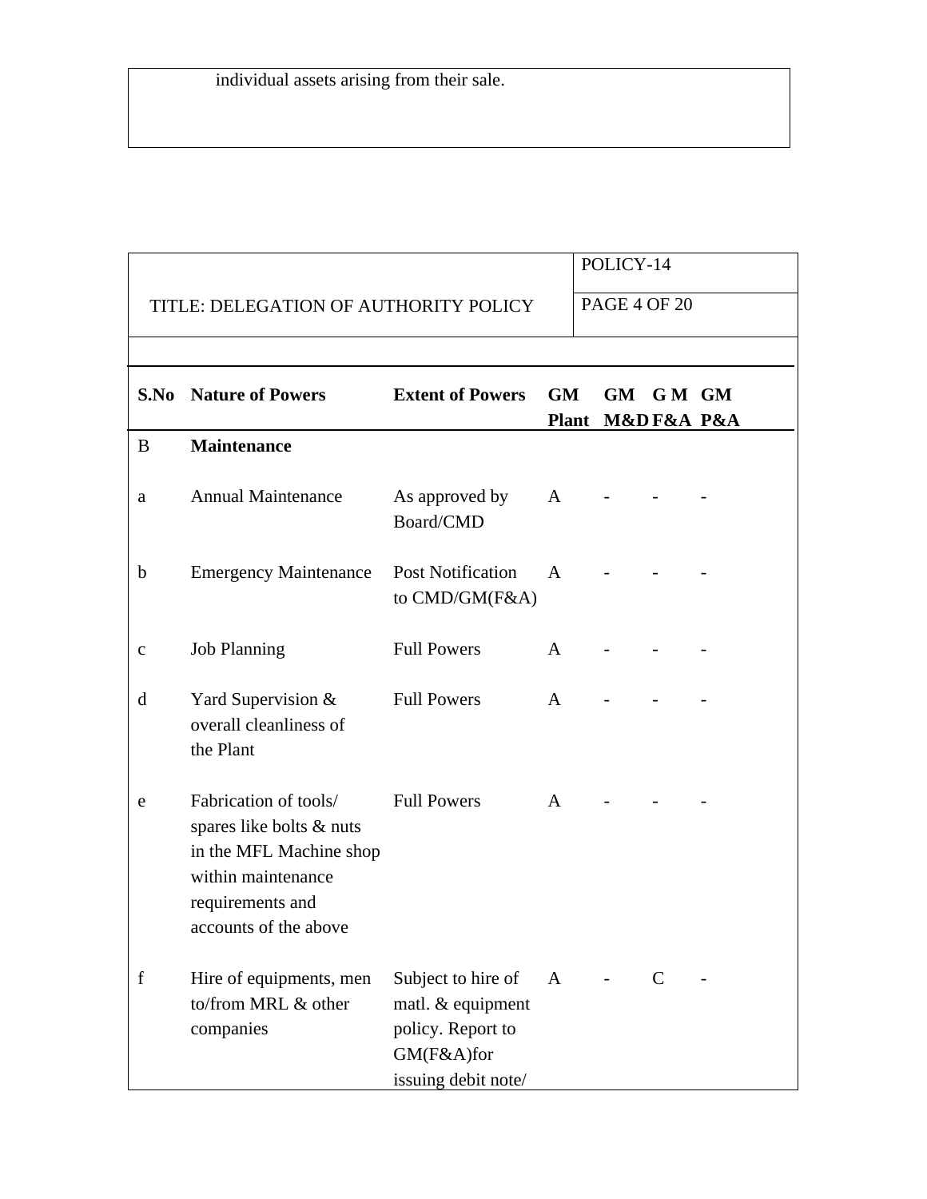individual assets arising from their sale.

| S.No | Nature of Powers | Extent of Powers | GM Plant | GM M&D | G M F&A | GM P&A |
|---|---|---|---|---|---|---|
| B | **Maintenance** | | | | | |
| a | Annual Maintenance | As approved by Board/CMD | A | - | - | - |
| b | Emergency Maintenance | Post Notification to CMD/GM(F&A) | A | - | - | - |
| c | Job Planning | Full Powers | A | - | - | - |
| d | Yard Supervision & overall cleanliness of the Plant | Full Powers | A | - | - | - |
| e | Fabrication of tools/ spares like bolts & nuts in the MFL Machine shop within maintenance requirements and accounts of the above | Full Powers | A | - | - | - |
| f | Hire of equipments, men to/from MRL & other companies | Subject to hire of matl. & equipment policy. Report to GM(F&A)for issuing debit note/ | A | - | C | - |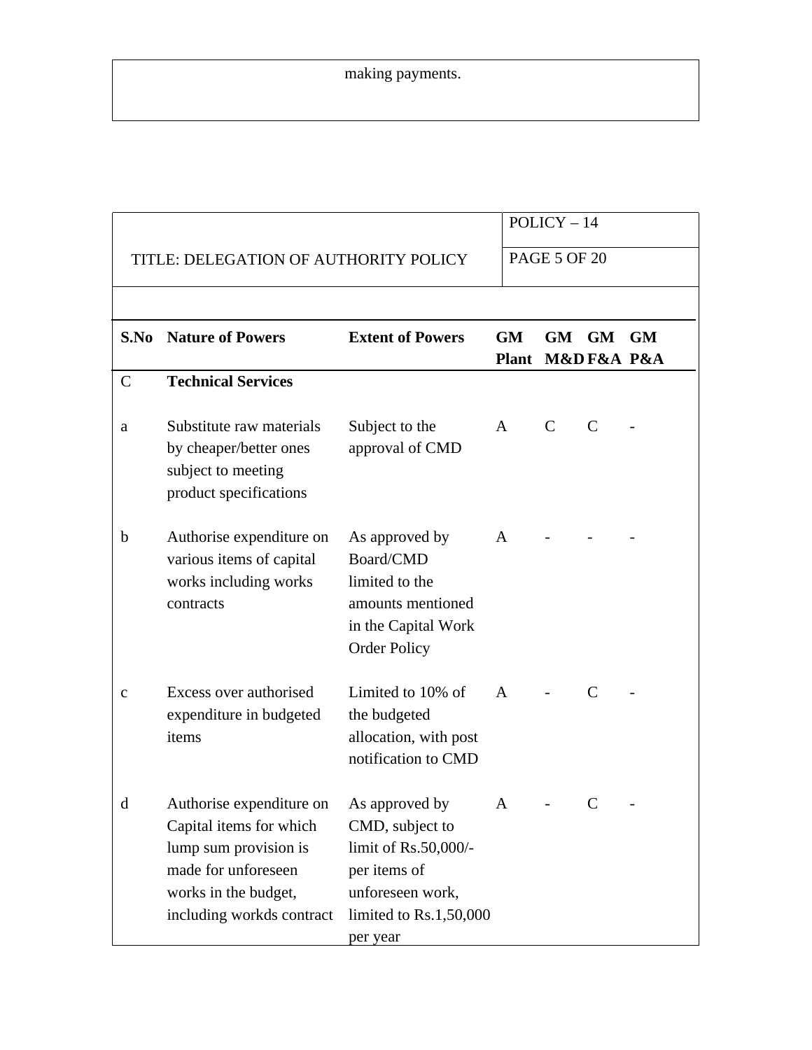making payments.

| S.No | Nature of Powers | Extent of Powers | GM Plant | GM M&D | GM F&A | GM P&A |
|---|---|---|---|---|---|---|
| C | **Technical Services** | | | | | |
| a | Substitute raw materials by cheaper/better ones subject to meeting product specifications | Subject to the approval of CMD | A | C | C | - |
| b | Authorise expenditure on various items of capital works including works contracts | As approved by Board/CMD limited to the amounts mentioned in the Capital Work Order Policy | A | - | - | - |
| c | Excess over authorised expenditure in budgeted items | Limited to 10% of the budgeted allocation, with post notification to CMD | A | - | C | - |
| d | Authorise expenditure on Capital items for which lump sum provision is made for unforeseen works in the budget, including workds contract | As approved by CMD, subject to limit of Rs.50,000/- per items of unforeseen work, limited to Rs.1,50,000 per year | A | - | C | - |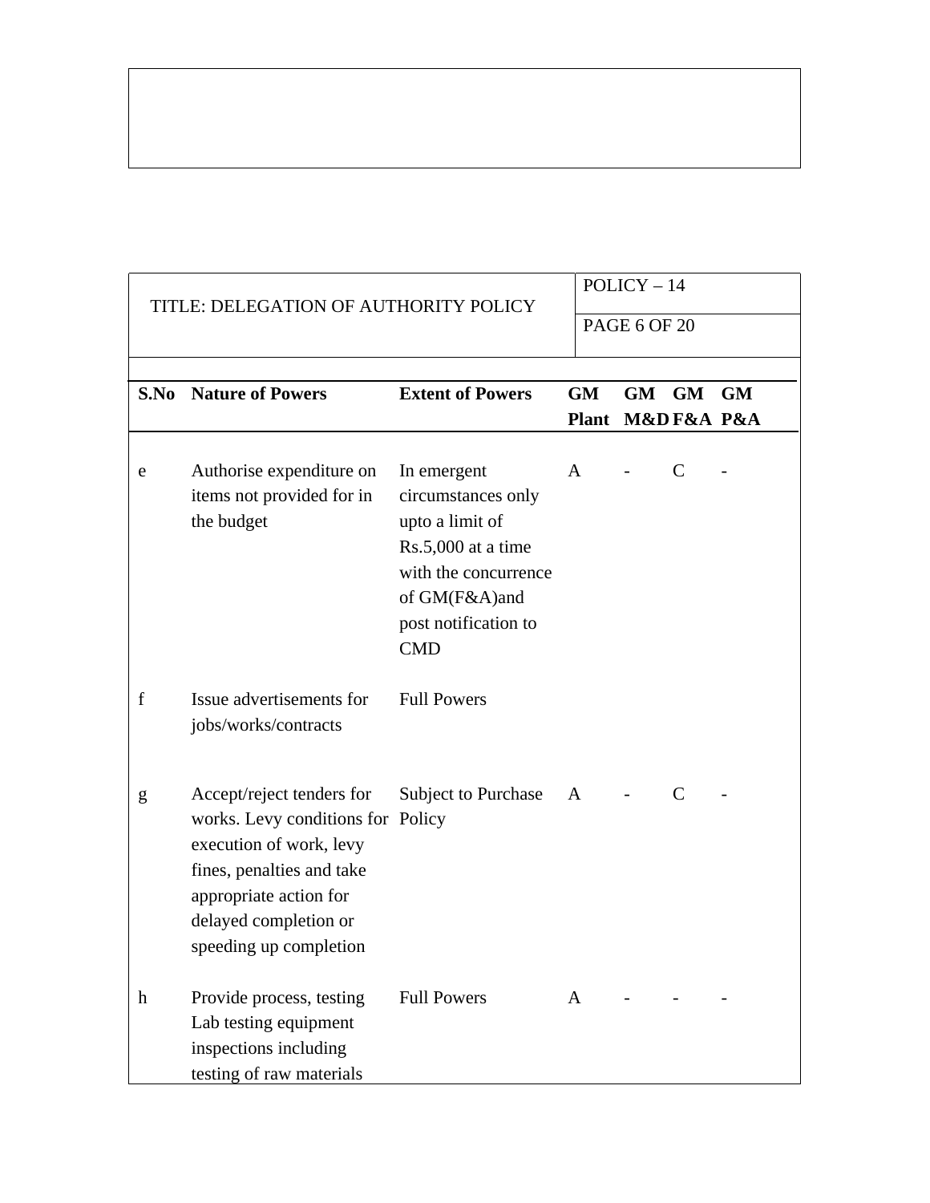| TITLE: DELEGATION OF AUTHORITY POLICY | POLICY – 14 |
|---|---|
| | PAGE 6 OF 20 |

| S.No | Nature of Powers | Extent of Powers | GM Plant | GM M&D | GM F&A | GM P&A |
|---|---|---|---|---|---|---|
| e | Authorise expenditure on items not provided for in the budget | In emergent circumstances only upto a limit of Rs.5,000 at a time with the concurrence of GM(F&A)and post notification to CMD | A | - | C | - |
| f | Issue advertisements for jobs/works/contracts | Full Powers | | | | |
| g | Accept/reject tenders for works. Levy conditions for execution of work, levy fines, penalties and take appropriate action for delayed completion or speeding up completion | Subject to Purchase Policy | A | - | C | - |
| h | Provide process, testing Lab testing equipment inspections including testing of raw materials | Full Powers | A | - | - | - |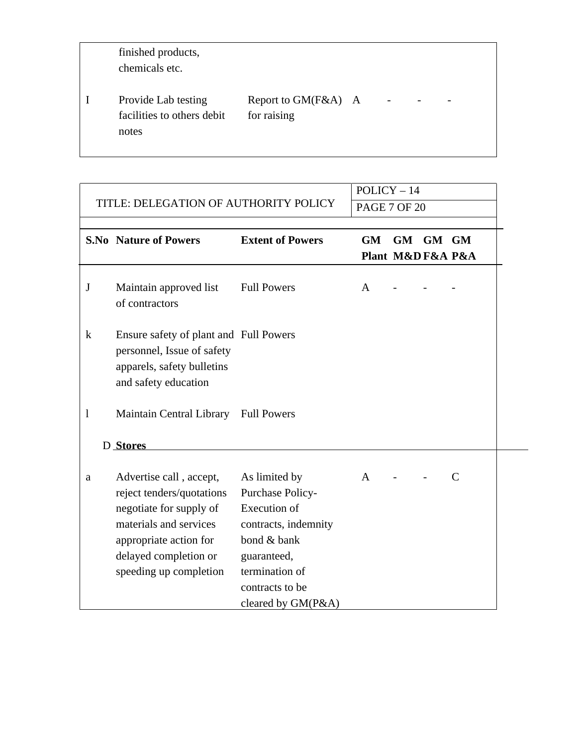| S.No | Nature of Powers | Extent of Powers | GM Plant | GM M&D | GM F&A | GM P&A |
|---|---|---|---|---|---|---|
| | finished products, chemicals etc. | | | | | |
| I | Provide Lab testing facilities to others debit notes | Report to GM(F&A) for raising | A | - | - | - |

# TITLE: DELEGATION OF AUTHORITY POLICY

POLICY – 14

| S.No | Nature of Powers | Extent of Powers | GM Plant | GM M&D | GM F&A | GM P&A |
|---|---|---|---|---|---|---|
| J | Maintain approved list of contractors | Full Powers | A | - | - | - |
| k | Ensure safety of plant and personnel, Issue of safety apparels, safety bulletins and safety education | Full Powers | | | | |
| l | Maintain Central Library | Full Powers | | | | |
| D | **Stores** | | | | | |
| a | Advertise call , accept, reject tenders/quotations negotiate for supply of materials and services appropriate action for delayed completion or speeding up completion | As limited by Purchase Policy- Execution of contracts, indemnity bond & bank guaranteed, termination of contracts to be cleared by GM(P&A) | A | - | - | C |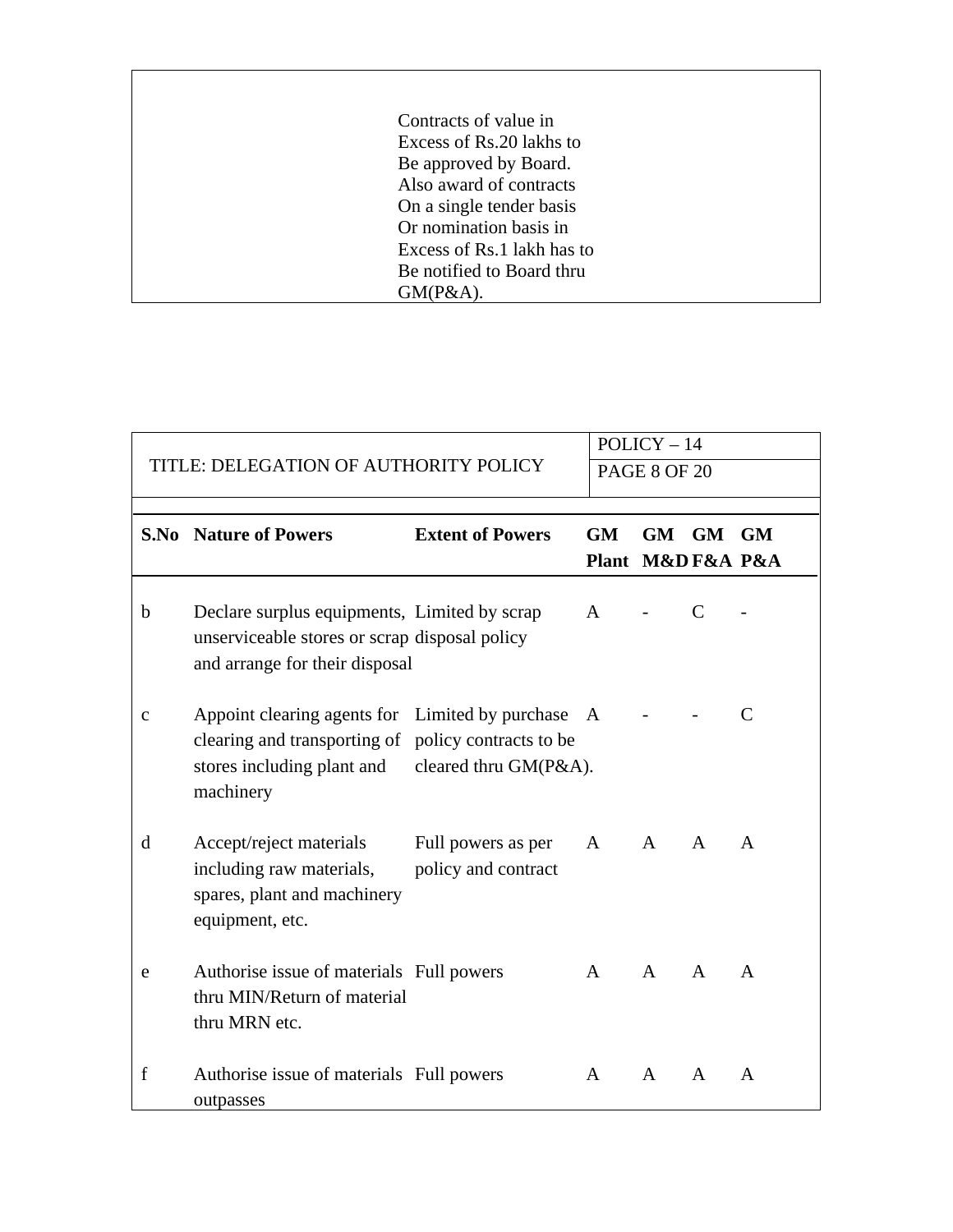Contracts of value in Excess of Rs.20 lakhs to Be approved by Board. Also award of contracts On a single tender basis Or nomination basis in Excess of Rs.1 lakh has to Be notified to Board thru GM(P&A).

| TITLE: DELEGATION OF AUTHORITY POLICY | POLICY – 14 |
|---|---|
| | PAGE 8 OF 20 |

| S.No | Nature of Powers | Extent of Powers | GM Plant | GM M&D | GM F&A | GM P&A |
|---|---|---|---|---|---|---|
| b | Declare surplus equipments, unserviceable stores or scrap and arrange for their disposal | Limited by scrap disposal policy | A | - | C | - |
| c | Appoint clearing agents for clearing and transporting of stores including plant and machinery | Limited by purchase policy contracts to be cleared thru GM(P&A). | A | - | - | C |
| d | Accept/reject materials including raw materials, spares, plant and machinery equipment, etc. | Full powers as per policy and contract | A | A | A | A |
| e | Authorise issue of materials thru MIN/Return of material thru MRN etc. | Full powers | A | A | A | A |
| f | Authorise issue of materials outpasses | Full powers | A | A | A | A |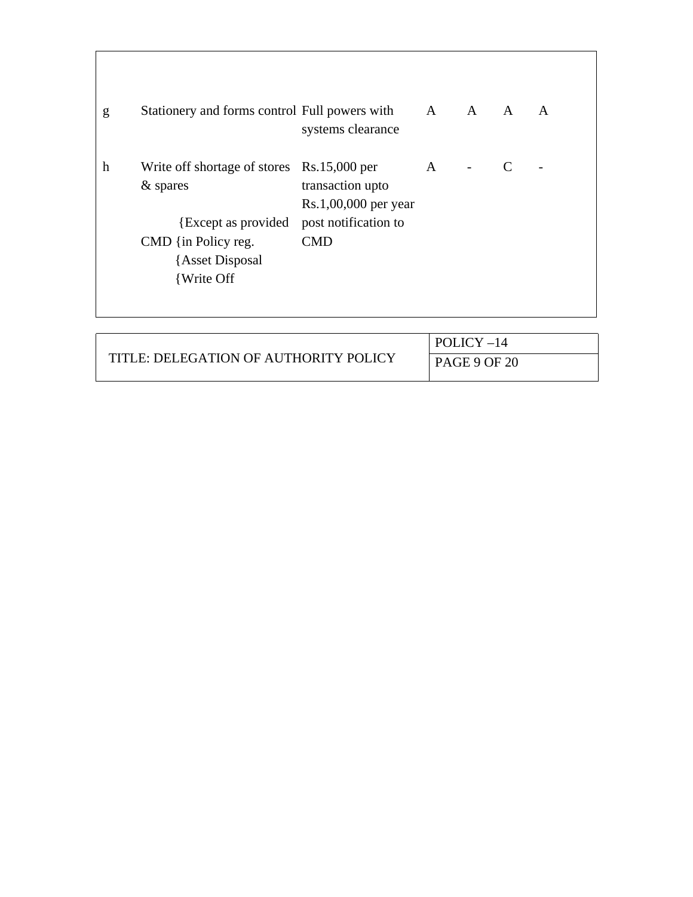| | | | | | | |
|---|---|---|---|---|---|---|
| g | Stationery and forms control | Full powers with systems clearance | A | A | A | A |
| h | Write off shortage of stores & spares {Except as provided CMD {in Policy reg. {Asset Disposal {Write Off | Rs.15,000 per transaction upto Rs.1,00,000 per year post notification to CMD | A | - | C | - |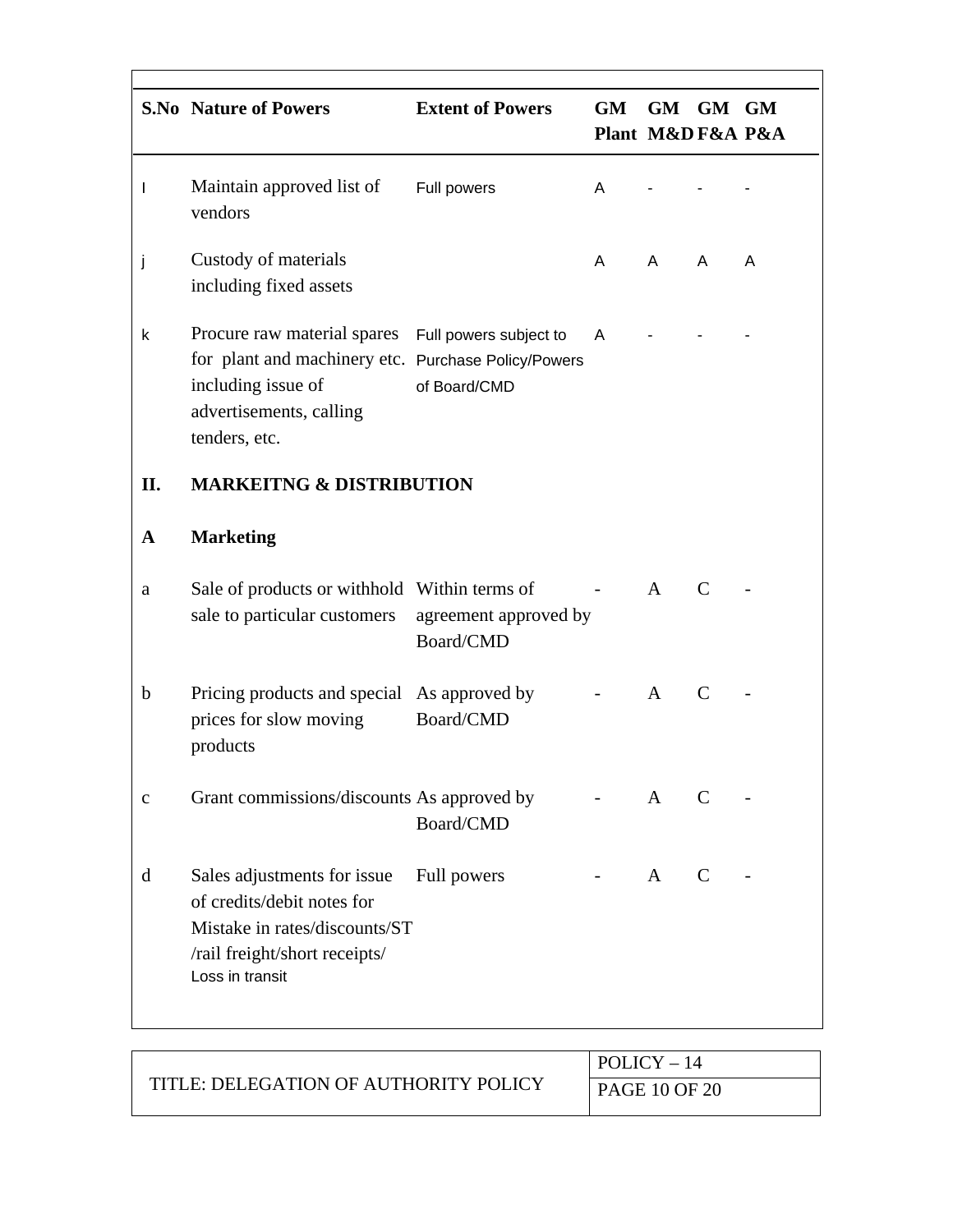| S.No | Nature of Powers | Extent of Powers | GM Plant | GM M&D | GM F&A | GM P&A |
|---|---|---|---|---|---|---|
| I | Maintain approved list of vendors | Full powers | A | - | - | - |
| j | Custody of materials including fixed assets | | A | A | A | A |
| k | Procure raw material spares for plant and machinery etc. including issue of advertisements, calling tenders, etc. | Full powers subject to Purchase Policy/Powers of Board/CMD | A | - | - | - |
| **II.** | **MARKEITNG & DISTRIBUTION** | | | | | |
| **A** | **Marketing** | | | | | |
| a | Sale of products or withhold sale to particular customers | Within terms of agreement approved by Board/CMD | - | A | C | - |
| b | Pricing products and special prices for slow moving products | As approved by Board/CMD | - | A | C | - |
| c | Grant commissions/discounts | As approved by Board/CMD | - | A | C | - |
| d | Sales adjustments for issue of credits/debit notes for Mistake in rates/discounts/ST /rail freight/short receipts/ Loss in transit | Full powers | - | A | C | - |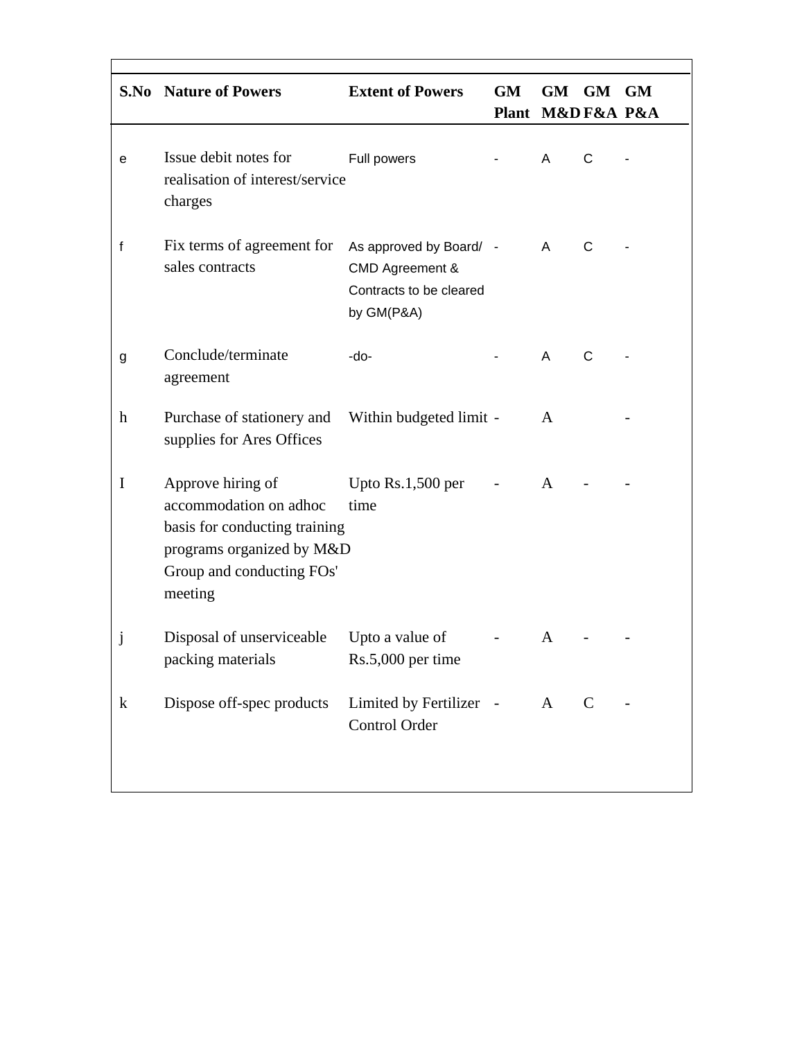| S.No | Nature of Powers | Extent of Powers | GM Plant | GM M&D | GM F&A | GM P&A |
|---|---|---|---|---|---|---|
| e | Issue debit notes for realisation of interest/service charges | Full powers | - | A | C | - |
| f | Fix terms of agreement for sales contracts | As approved by Board/ CMD Agreement & Contracts to be cleared by GM(P&A) | - | A | C | - |
| g | Conclude/terminate agreement | -do- | - | A | C | - |
| h | Purchase of stationery and supplies for Ares Offices | Within budgeted limit | - | A | | - |
| I | Approve hiring of accommodation on adhoc basis for conducting training programs organized by M&D Group and conducting FOs' meeting | Upto Rs.1,500 per time | - | A | - | - |
| j | Disposal of unserviceable packing materials | Upto a value of Rs.5,000 per time | - | A | - | - |
| k | Dispose off-spec products | Limited by Fertilizer Control Order | - | A | C | - |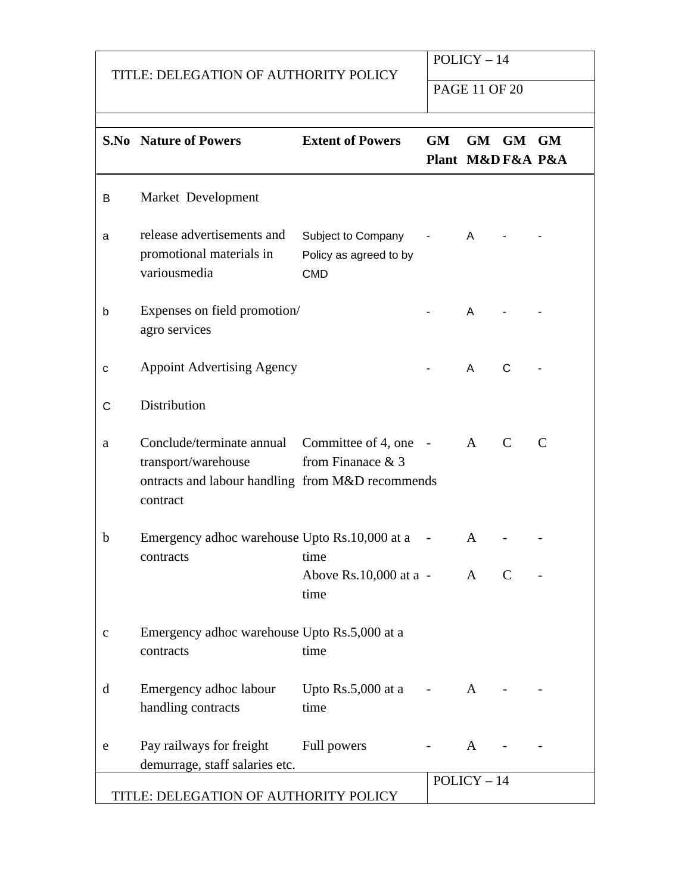| S.No | Nature of Powers | Extent of Powers | GM Plant | GM M&D | GM F&A | GM P&A |
|---|---|---|---|---|---|---|
| B | Market Development | | | | | |
| a | release advertisements and promotional materials in variousmedia | Subject to Company Policy as agreed to by CMD | - | A | - | - |
| b | Expenses on field promotion/ agro services | | - | A | - | - |
| c | Appoint Advertising Agency | | - | A | C | - |
| C | Distribution | | | | | |
| a | Conclude/terminate annual transport/warehouse ontracts and labour handling contract | Committee of 4, one from Finanace & 3 from M&D recommends | - | A | C | C |
| b | Emergency adhoc warehouse contracts | Upto Rs.10,000 at a time | - | A | - | - |
| | | Above Rs.10,000 at a time | - | A | C | - |
| c | Emergency adhoc warehouse contracts | Upto Rs.5,000 at a time | | | | |
| d | Emergency adhoc labour handling contracts | Upto Rs.5,000 at a time | - | A | - | - |
| e | Pay railways for freight demurrage, staff salaries etc. | Full powers | - | A | - | - |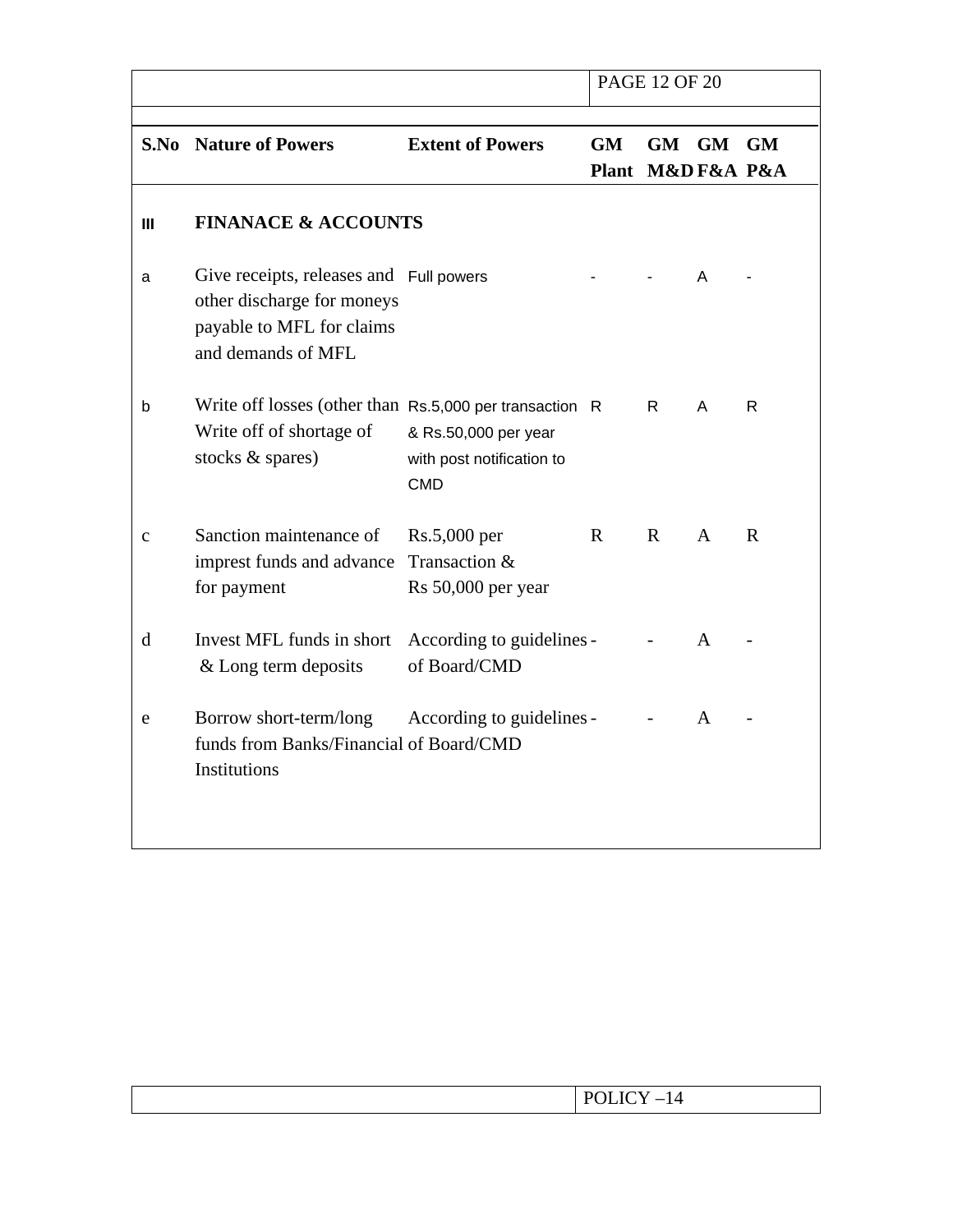| S.No | Nature of Powers | Extent of Powers | GM Plant | GM M&D | GM F&A | GM P&A |
|---|---|---|---|---|---|---|
| III | **FINANACE & ACCOUNTS** | | | | | |
| a | Give receipts, releases and other discharge for moneys payable to MFL for claims and demands of MFL | Full powers | - | - | A | - |
| b | Write off losses (other than Write off of shortage of stocks & spares) | Rs.5,000 per transaction & Rs.50,000 per year with post notification to CMD | R | R | A | R |
| c | Sanction maintenance of imprest funds and advance for payment | Rs.5,000 per Transaction & Rs 50,000 per year | R | R | A | R |
| d | Invest MFL funds in short & Long term deposits | According to guidelines of Board/CMD | - | - | A | - |
| e | Borrow short-term/long funds from Banks/Financial Institutions | According to guidelines of Board/CMD | - | - | A | - |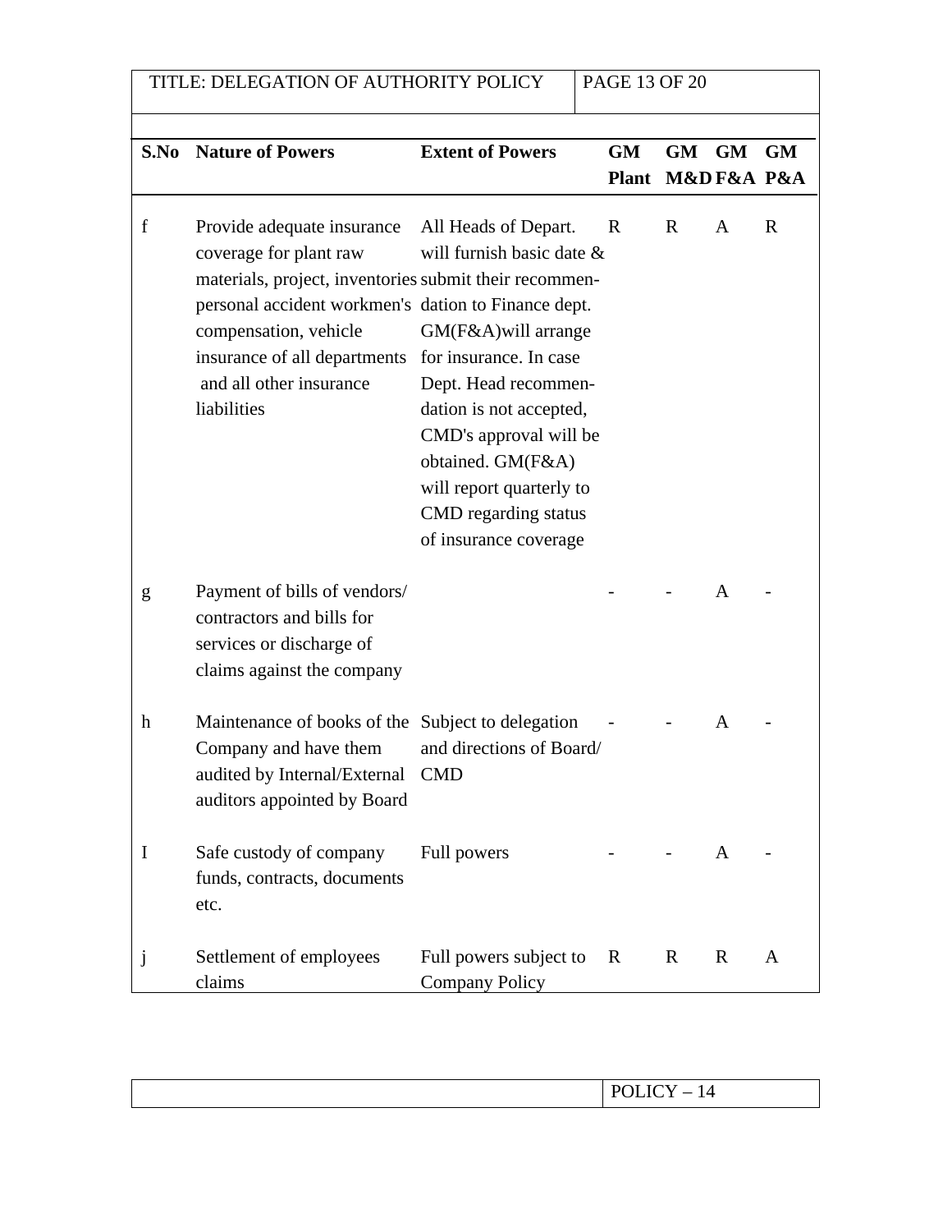| S.No | Nature of Powers | Extent of Powers | GM Plant | GM M&D | GM F&A | GM P&A |
|---|---|---|---|---|---|---|
| f | Provide adequate insurance coverage for plant raw materials, project, inventories personal accident workmen's compensation, vehicle insurance of all departments and all other insurance liabilities | All Heads of Depart. will furnish basic date & submit their recommen-dation to Finance dept. GM(F&A)will arrange for insurance. In case Dept. Head recommen-dation is not accepted, CMD's approval will be obtained. GM(F&A) will report quarterly to CMD regarding status of insurance coverage | R | R | A | R |
| g | Payment of bills of vendors/ contractors and bills for services or discharge of claims against the company | | - | - | A | - |
| h | Maintenance of books of the Company and have them audited by Internal/External auditors appointed by Board | Subject to delegation and directions of Board/ CMD | - | - | A | - |
| I | Safe custody of company funds, contracts, documents etc. | Full powers | - | - | A | - |
| j | Settlement of employees claims | Full powers subject to Company Policy | R | R | R | A |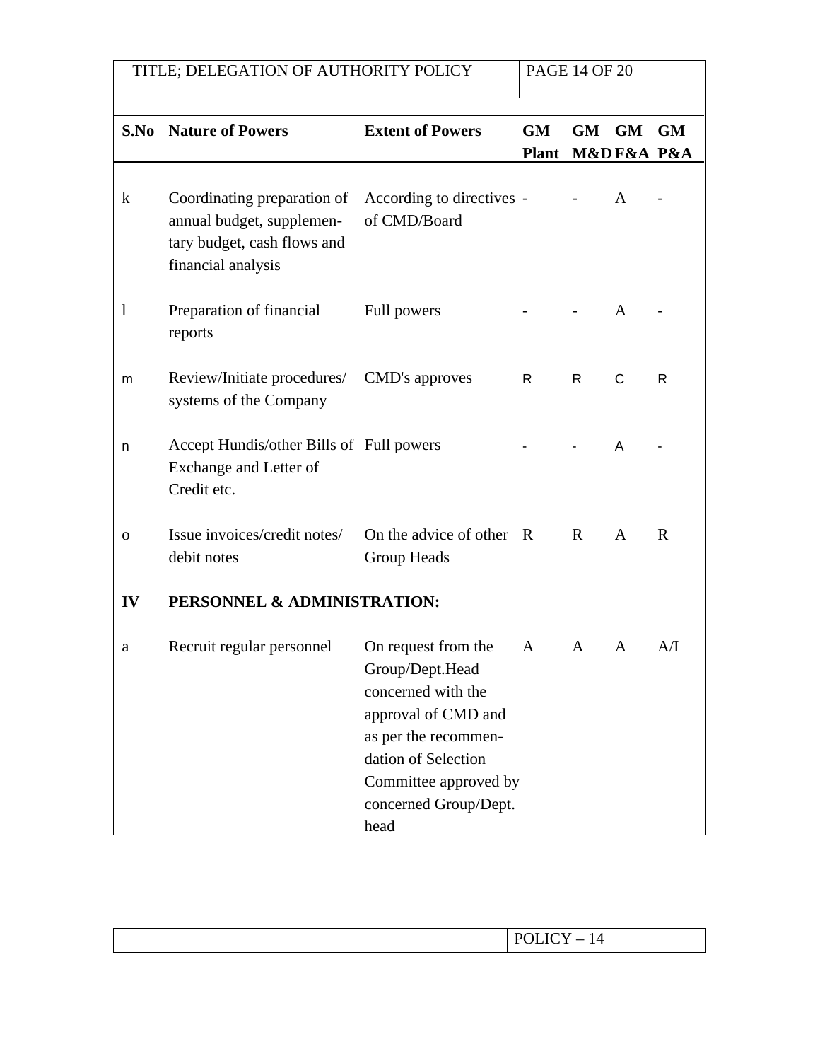| S.No | Nature of Powers | Extent of Powers | GM Plant | GM M&D | GM F&A | GM P&A |
|---|---|---|---|---|---|---|
| k | Coordinating preparation of annual budget, supplementary budget, cash flows and financial analysis | According to directives of CMD/Board | - | - | A | - |
| l | Preparation of financial reports | Full powers | - | - | A | - |
| m | Review/Initiate procedures/ systems of the Company | CMD's approves | R | R | C | R |
| n | Accept Hundis/other Bills of Exchange and Letter of Credit etc. | Full powers | - | - | A | - |
| o | Issue invoices/credit notes/ debit notes | On the advice of other Group Heads | R | R | A | R |
| **IV** | **PERSONNEL & ADMINISTRATION:** | | | | | |
| a | Recruit regular personnel | On request from the Group/Dept.Head concerned with the approval of CMD and as per the recommendation of Selection Committee approved by concerned Group/Dept. head | A | A | A | A/I |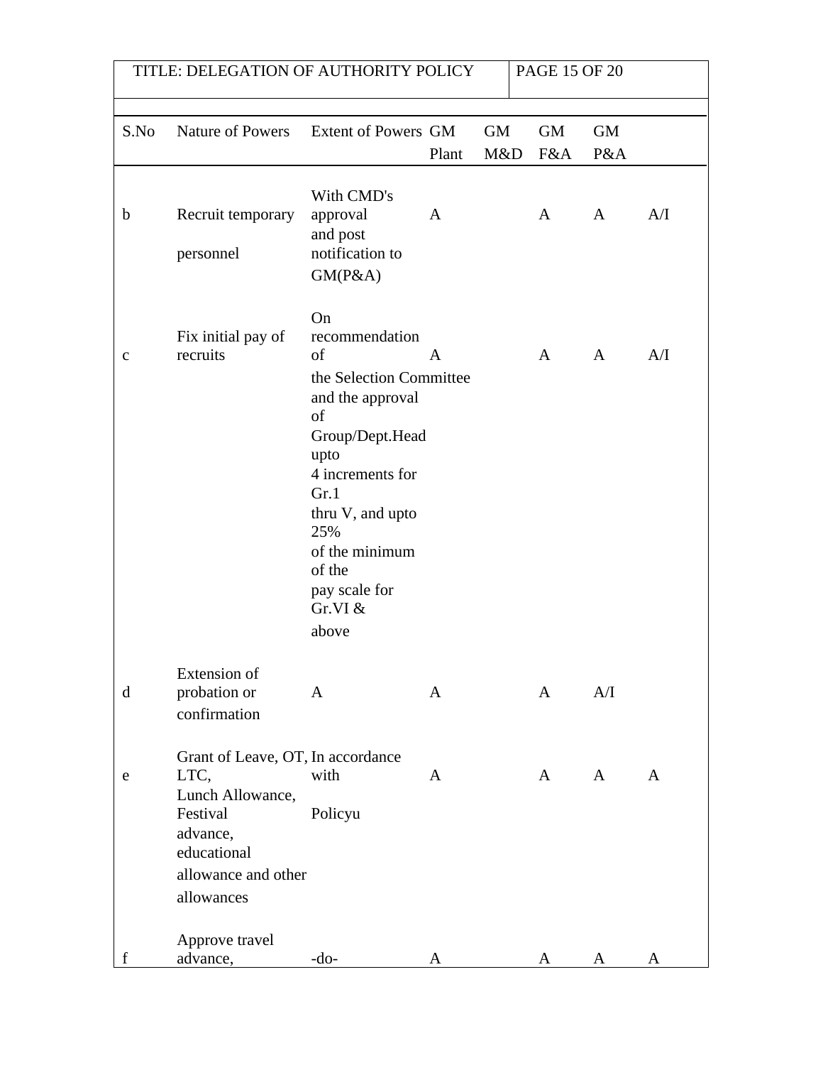| S.No | Nature of Powers | Extent of Powers | GM Plant | GM M&D | GM F&A | GM P&A | |
|---|---|---|---|---|---|---|---|
| b | Recruit temporary personnel | With CMD's approval and post notification to GM(P&A) | A | | A | A | A/I |
| c | Fix initial pay of recruits | On recommendation of the Selection Committee and the approval of Group/Dept.Head upto 4 increments for Gr.1 thru V, and upto 25% of the minimum of the pay scale for Gr.VI & above | A | | A | A | A/I |
| d | Extension of probation or confirmation | A | A | | A | A/I | |
| e | Grant of Leave, OT, LTC, Lunch Allowance, Festival advance, educational allowance and other allowances | In accordance with Policyu | A | | A | A | A |
| f | Approve travel advance, | -do- | A | | A | A | A |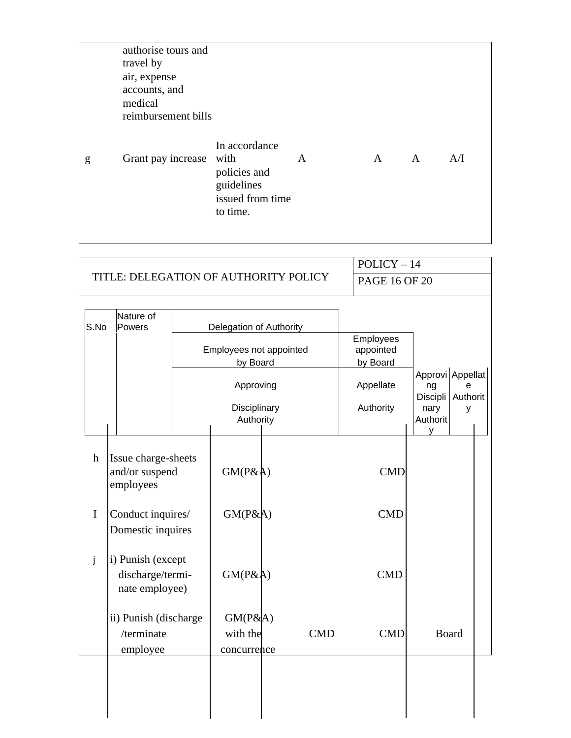| | | | | | | |
|---|---|---|---|---|---|---|
| | authorise tours and travel by air, expense accounts, and medical reimbursement bills | | | | | |
| g | Grant pay increase | In accordance with policies and guidelines issued from time to time. | A | A | A | A/I |

| TITLE: DELEGATION OF AUTHORITY POLICY | POLICY – 14 |
|---|---|

| S.No | Nature of Powers | Delegation of Authority | | | |
|---|---|---|---|---|---|
| | | Employees not appointed by Board | | Employees appointed by Board | |
| | | Approving Disciplinary Authority | Appellate Authority | Approving Disciplinary Authority | Appellate Authority |
| h | Issue charge-sheets and/or suspend employees | GM(P&A) | CMD | | |
| I | Conduct inquires/ Domestic inquires | GM(P&A) | CMD | | |
| j | i) Punish (except discharge/terminate employee) | GM(P&A) | CMD | | |
| | ii) Punish (discharge /terminate employee | GM(P&A) with the concurrence CMD | CMD | Board | |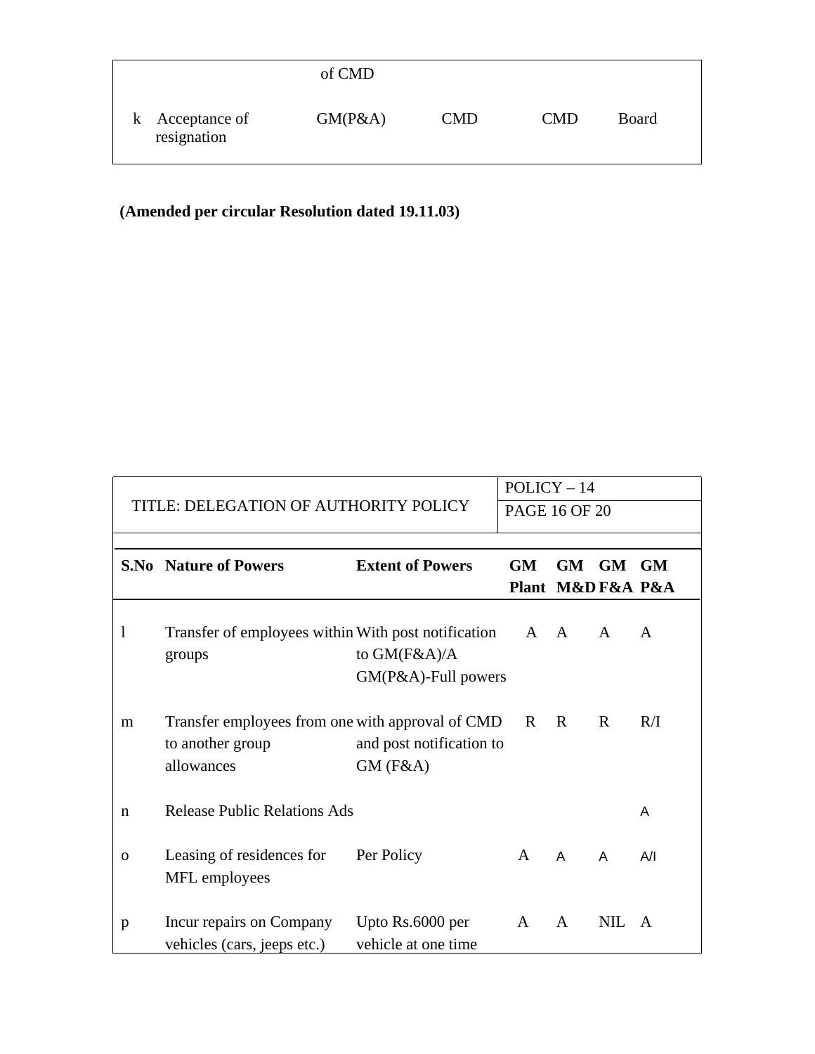|   |   | of CMD |   |   |   |
|---|---|---|---|---|---|
| k | Acceptance of resignation | GM(P&A) | CMD | CMD | Board |

**(Amended per circular Resolution dated 19.11.03)**

| TITLE: DELEGATION OF AUTHORITY POLICY | | | POLICY – 14 | | | |
|---|---|---|---|---|---|---|
| | | | PAGE 16 OF 20 | | | |
| **S.No** | **Nature of Powers** | **Extent of Powers** | **GM Plant** | **GM M&D** | **GM F&A** | **GM P&A** |
| l | Transfer of employees within groups | With post notification to GM(F&A)/A GM(P&A)-Full powers | A | A | A | A |
| m | Transfer employees from one to another group allowances | with approval of CMD and post notification to GM (F&A) | R | R | R | R/I |
| n | Release Public Relations Ads | | | | | A |
| o | Leasing of residences for MFL employees | Per Policy | A | A | A | A/I |
| p | Incur repairs on Company vehicles (cars, jeeps etc.) | Upto Rs.6000 per vehicle at one time | A | A | NIL | A |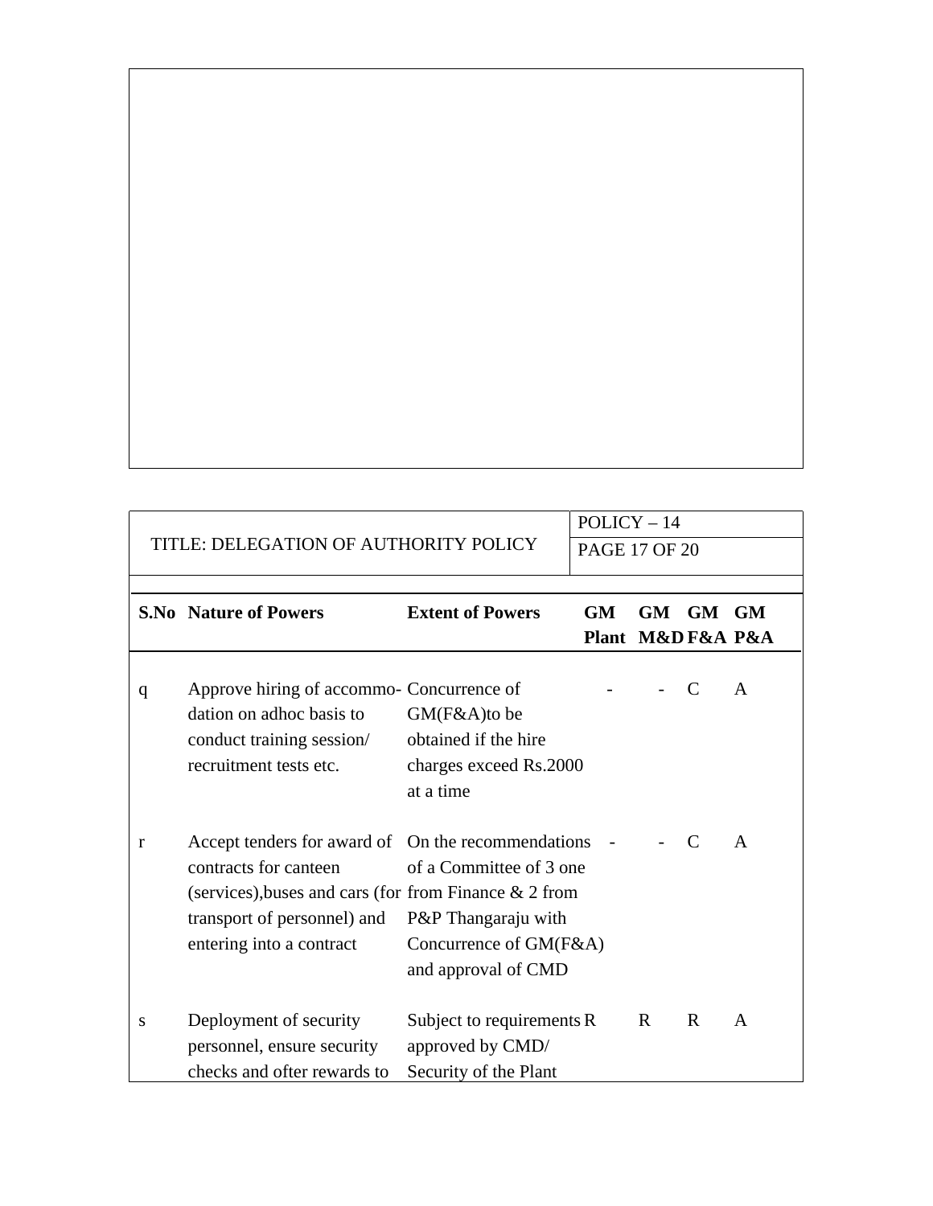TITLE: DELEGATION OF AUTHORITY POLICY

POLICY – 14

| S.No | Nature of Powers | Extent of Powers | GM Plant | GM M&D | GM F&A | GM P&A |
|---|---|---|---|---|---|---|
| q | Approve hiring of accommo-dation on adhoc basis to conduct training session/ recruitment tests etc. | Concurrence of GM(F&A)to be obtained if the hire charges exceed Rs.2000 at a time | - | - | C | A |
| r | Accept tenders for award of contracts for canteen (services),buses and cars (for transport of personnel) and entering into a contract | On the recommendations of a Committee of 3 one from Finance & 2 from P&P Thangaraju with Concurrence of GM(F&A) and approval of CMD | - | - | C | A |
| s | Deployment of security personnel, ensure security checks and ofter rewards to | Subject to requirements approved by CMD/ Security of the Plant | R | R | R | A |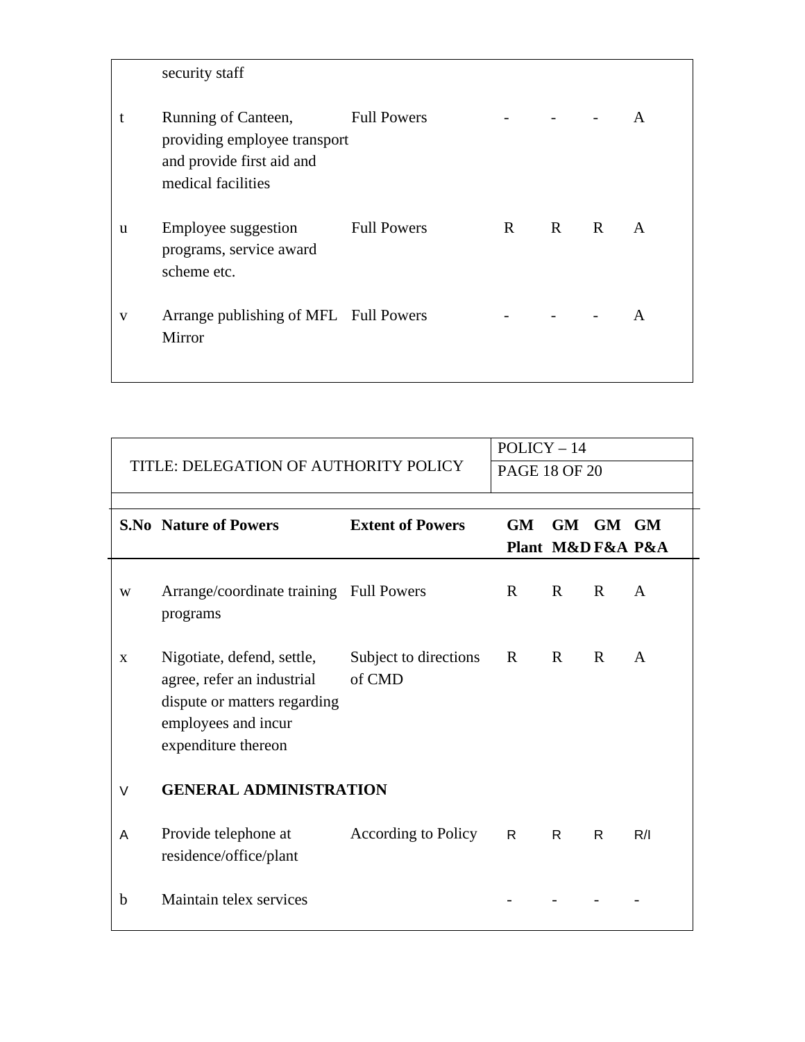| S.No | Nature of Powers | Extent of Powers | GM Plant | GM M&D | GM F&A | GM P&A |
|---|---|---|---|---|---|---|
| | security staff | | | | | |
| t | Running of Canteen, providing employee transport and provide first aid and medical facilities | Full Powers | - | - | - | A |
| u | Employee suggestion programs, service award scheme etc. | Full Powers | R | R | R | A |
| v | Arrange publishing of MFL Mirror | Full Powers | - | - | - | A |

TITLE: DELEGATION OF AUTHORITY POLICY

POLICY – 14

| S.No | Nature of Powers | Extent of Powers | GM Plant | GM M&D | GM F&A | GM P&A |
|---|---|---|---|---|---|---|
| w | Arrange/coordinate training programs | Full Powers | R | R | R | A |
| x | Nigotiate, defend, settle, agree, refer an industrial dispute or matters regarding employees and incur expenditure thereon | Subject to directions of CMD | R | R | R | A |
| V | **GENERAL ADMINISTRATION** | | | | | |
| A | Provide telephone at residence/office/plant | According to Policy | R | R | R | R/I |
| b | Maintain telex services | | - | - | - | - |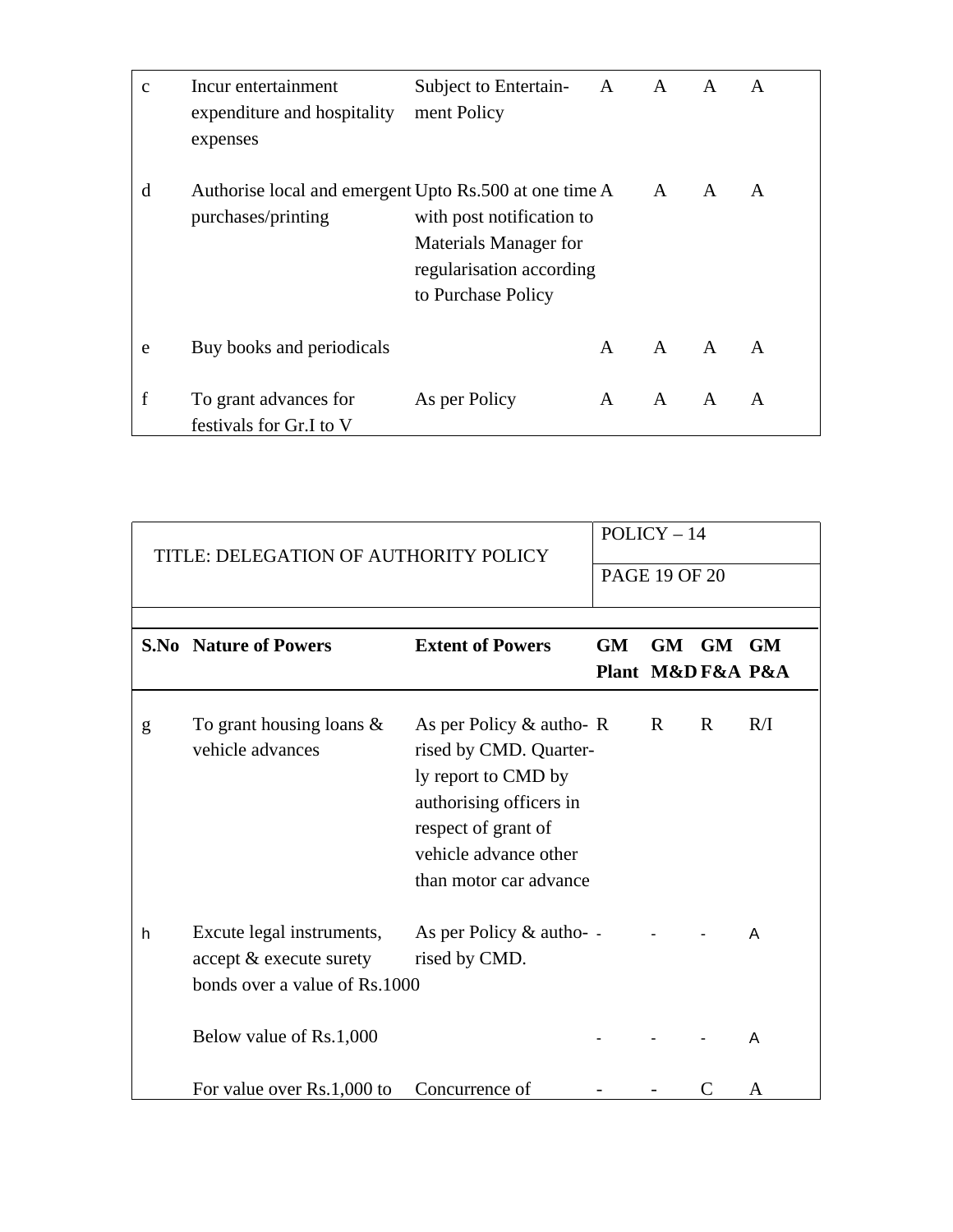| | | | | | | |
|---|---|---|---|---|---|---|
| c | Incur entertainment expenditure and hospitality expenses | Subject to Entertain-ment Policy | A | A | A | A |
| d | Authorise local and emergent purchases/printing | Upto Rs.500 at one time with post notification to Materials Manager for regularisation according to Purchase Policy | A | A | A | A |
| e | Buy books and periodicals | | A | A | A | A |
| f | To grant advances for festivals for Gr.I to V | As per Policy | A | A | A | A |

TITLE: DELEGATION OF AUTHORITY POLICY

POLICY – 14

| S.No | Nature of Powers | Extent of Powers | GM Plant | GM M&D | GM F&A | GM P&A |
|---|---|---|---|---|---|---|
| g | To grant housing loans & vehicle advances | As per Policy & autho-rised by CMD. Quarter-ly report to CMD by authorising officers in respect of grant of vehicle advance other than motor car advance | R | R | R | R/I |
| h | Excute legal instruments, accept & execute surety bonds over a value of Rs.1000 | As per Policy & autho-rised by CMD. | - | - | - | A |
| | Below value of Rs.1,000 | | - | - | - | A |
| | For value over Rs.1,000 to | Concurrence of | - | - | C | A |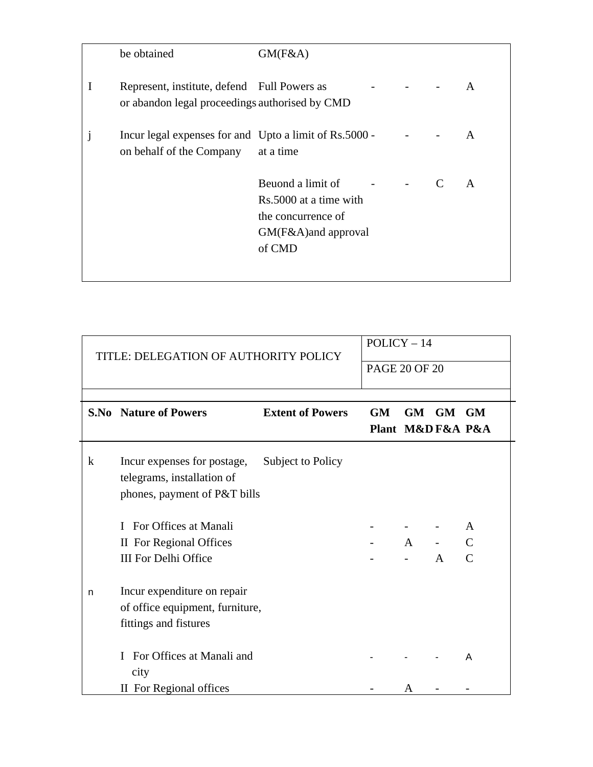| | be obtained | GM(F&A) | | | | |
|---|---|---|---|---|---|---|
| I | Represent, institute, defend or abandon legal proceedings | Full Powers as authorised by CMD | - | - | - | A |
| j | Incur legal expenses for and on behalf of the Company | Upto a limit of Rs.5000 at a time | - | - | - | A |
| | | Beuond a limit of Rs.5000 at a time with the concurrence of GM(F&A)and approval of CMD | - | - | C | A |

| TITLE: DELEGATION OF AUTHORITY POLICY | POLICY – 14 |
|---|---|
| | PAGE 20 OF 20 |

| S.No | Nature of Powers | Extent of Powers | GM Plant | GM M&D | GM F&A | GM P&A |
|---|---|---|---|---|---|---|
| k | Incur expenses for postage, telegrams, installation of phones, payment of P&T bills | Subject to Policy | | | | |
| | I For Offices at Manali | | - | - | - | A |
| | II For Regional Offices | | - | A | - | C |
| | III For Delhi Office | | - | - | A | C |
| n | Incur expenditure on repair of office equipment, furniture, fittings and fistures | | | | | |
| | I For Offices at Manali and city | | - | - | - | A |
| | II For Regional offices | | - | A | - | - |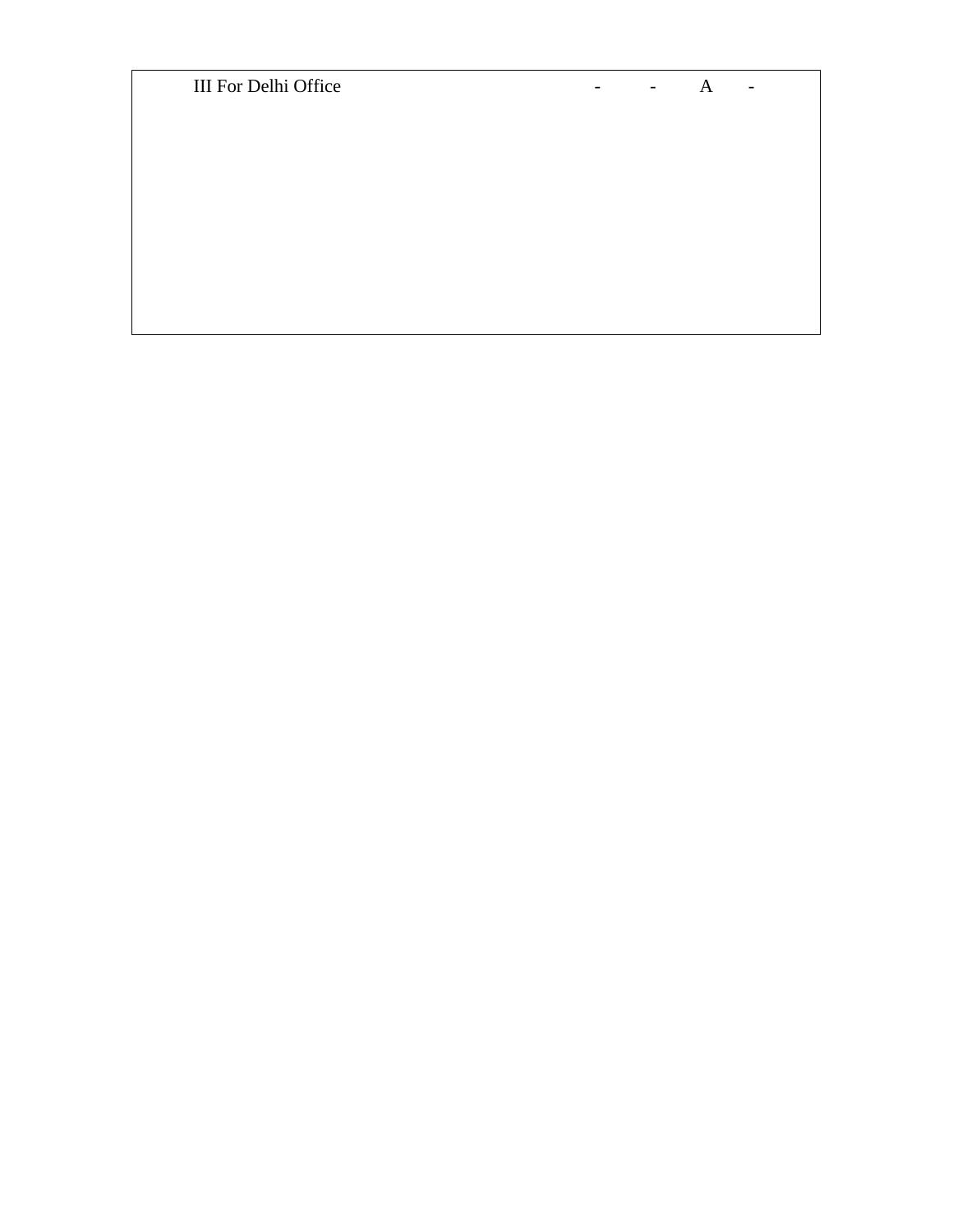| | | | | |
|---|---|---|---|---|
| III For Delhi Office | - | - | A | - |